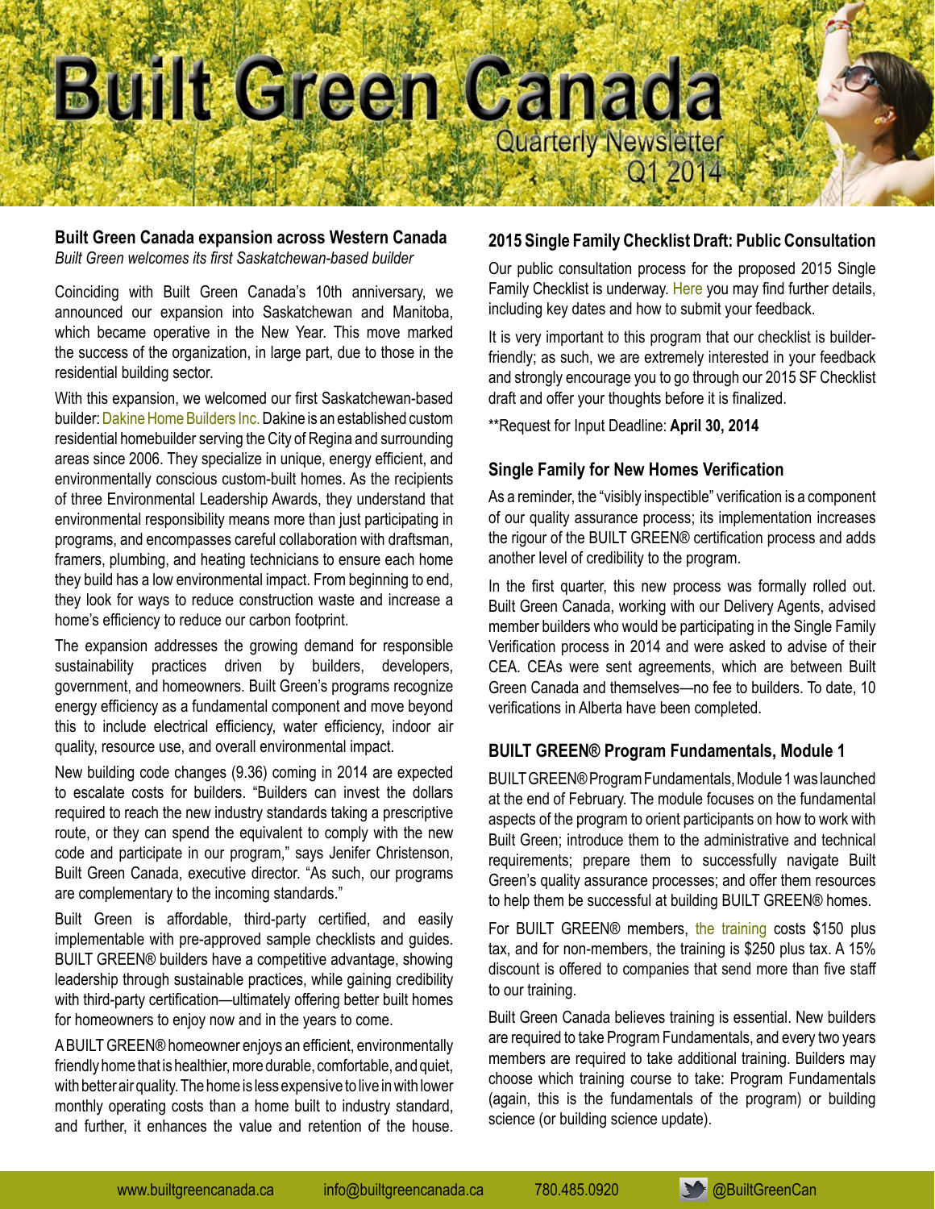# Built Green Canada

Quarterly Newsletter
Q1 2014

## Built Green Canada expansion across Western Canada

*Built Green welcomes its first Saskatchewan-based builder*

Coinciding with Built Green Canada's 10th anniversary, we announced our expansion into Saskatchewan and Manitoba, which became operative in the New Year. This move marked the success of the organization, in large part, due to those in the residential building sector.

With this expansion, we welcomed our first Saskatchewan-based builder: Dakine Home Builders Inc. Dakine is an established custom residential homebuilder serving the City of Regina and surrounding areas since 2006. They specialize in unique, energy efficient, and environmentally conscious custom-built homes. As the recipients of three Environmental Leadership Awards, they understand that environmental responsibility means more than just participating in programs, and encompasses careful collaboration with draftsman, framers, plumbing, and heating technicians to ensure each home they build has a low environmental impact. From beginning to end, they look for ways to reduce construction waste and increase a home's efficiency to reduce our carbon footprint.

The expansion addresses the growing demand for responsible sustainability practices driven by builders, developers, government, and homeowners. Built Green's programs recognize energy efficiency as a fundamental component and move beyond this to include electrical efficiency, water efficiency, indoor air quality, resource use, and overall environmental impact.

New building code changes (9.36) coming in 2014 are expected to escalate costs for builders. "Builders can invest the dollars required to reach the new industry standards taking a prescriptive route, or they can spend the equivalent to comply with the new code and participate in our program," says Jenifer Christenson, Built Green Canada, executive director. "As such, our programs are complementary to the incoming standards."

Built Green is affordable, third-party certified, and easily implementable with pre-approved sample checklists and guides. BUILT GREEN® builders have a competitive advantage, showing leadership through sustainable practices, while gaining credibility with third-party certification—ultimately offering better built homes for homeowners to enjoy now and in the years to come.

A BUILT GREEN® homeowner enjoys an efficient, environmentally friendly home that is healthier, more durable, comfortable, and quiet, with better air quality. The home is less expensive to live in with lower monthly operating costs than a home built to industry standard, and further, it enhances the value and retention of the house.

## 2015 Single Family Checklist Draft: Public Consultation

Our public consultation process for the proposed 2015 Single Family Checklist is underway. Here you may find further details, including key dates and how to submit your feedback.

It is very important to this program that our checklist is builder-friendly; as such, we are extremely interested in your feedback and strongly encourage you to go through our 2015 SF Checklist draft and offer your thoughts before it is finalized.

**Request for Input Deadline: **April 30, 2014**

## Single Family for New Homes Verification

As a reminder, the "visibly inspectible" verification is a component of our quality assurance process; its implementation increases the rigour of the BUILT GREEN® certification process and adds another level of credibility to the program.

In the first quarter, this new process was formally rolled out. Built Green Canada, working with our Delivery Agents, advised member builders who would be participating in the Single Family Verification process in 2014 and were asked to advise of their CEA. CEAs were sent agreements, which are between Built Green Canada and themselves—no fee to builders. To date, 10 verifications in Alberta have been completed.

## BUILT GREEN® Program Fundamentals, Module 1

BUILT GREEN® Program Fundamentals, Module 1 was launched at the end of February. The module focuses on the fundamental aspects of the program to orient participants on how to work with Built Green; introduce them to the administrative and technical requirements; prepare them to successfully navigate Built Green's quality assurance processes; and offer them resources to help them be successful at building BUILT GREEN® homes.

For BUILT GREEN® members, the training costs $150 plus tax, and for non-members, the training is $250 plus tax. A 15% discount is offered to companies that send more than five staff to our training.

Built Green Canada believes training is essential. New builders are required to take Program Fundamentals, and every two years members are required to take additional training. Builders may choose which training course to take: Program Fundamentals (again, this is the fundamentals of the program) or building science (or building science update).

www.builtgreencanada.ca info@builtgreencanada.ca 780.485.0920 @BuiltGreenCan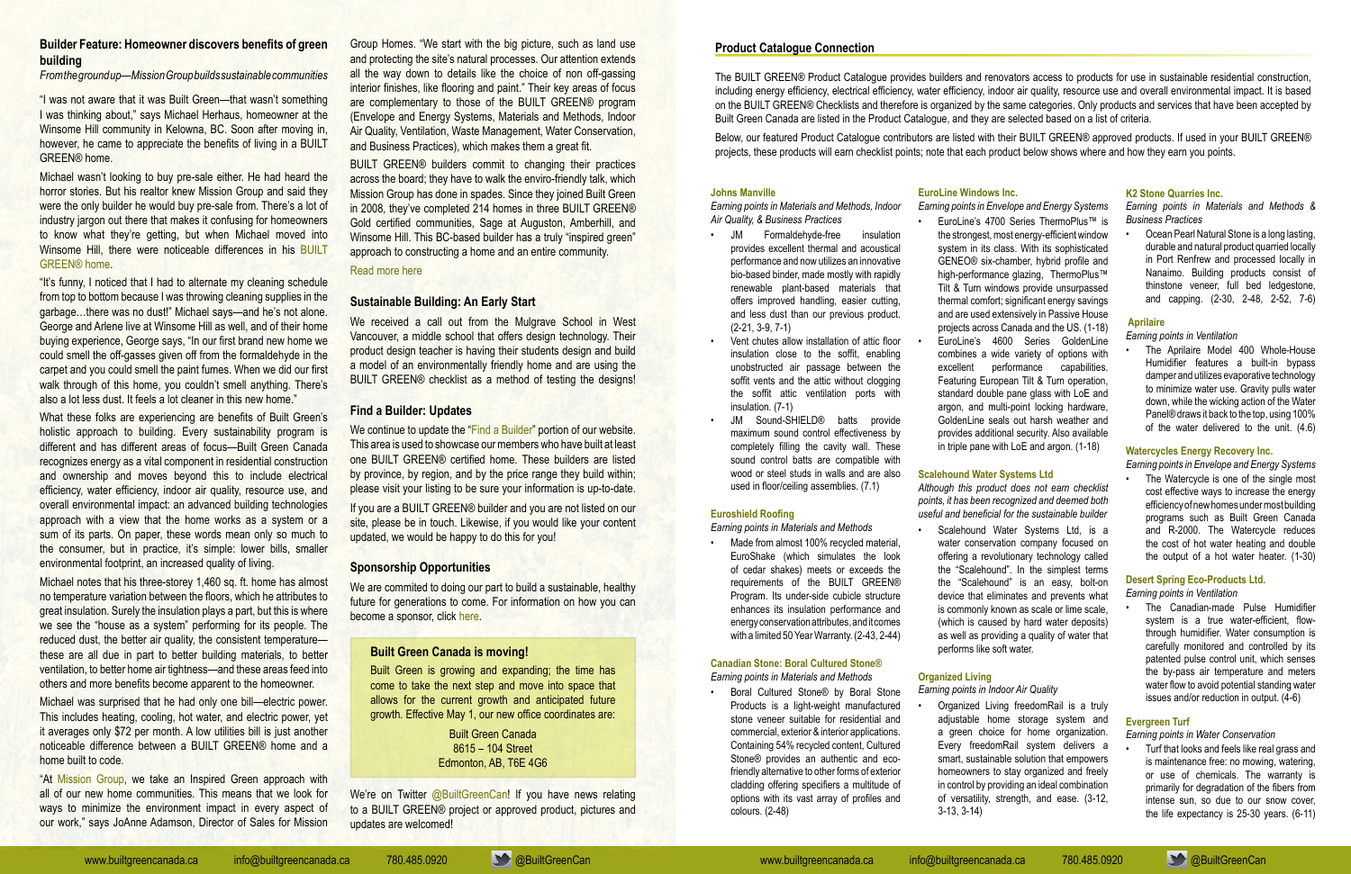## Builder Feature: Homeowner discovers benefits of green building

*From the ground up—Mission Group builds sustainable communities*

"I was not aware that it was Built Green—that wasn't something I was thinking about," says Michael Herhaus, homeowner at the Winsome Hill community in Kelowna, BC. Soon after moving in, however, he came to appreciate the benefits of living in a BUILT GREEN® home.

Michael wasn't looking to buy pre-sale either. He had heard the horror stories. But his realtor knew Mission Group and said they were the only builder he would buy pre-sale from. There's a lot of industry jargon out there that makes it confusing for homeowners to know what they're getting, but when Michael moved into Winsome Hill, there were noticeable differences in his BUILT GREEN® home.

"It's funny, I noticed that I had to alternate my cleaning schedule from top to bottom because I was throwing cleaning supplies in the garbage…there was no dust!" Michael says—and he's not alone. George and Arlene live at Winsome Hill as well, and of their home buying experience, George says, "In our first brand new home we could smell the off-gasses given off from the formaldehyde in the carpet and you could smell the paint fumes. When we did our first walk through of this home, you couldn't smell anything. There's also a lot less dust. It feels a lot cleaner in this new home."

What these folks are experiencing are benefits of Built Green's holistic approach to building. Every sustainability program is different and has different areas of focus—Built Green Canada recognizes energy as a vital component in residential construction and ownership and moves beyond this to include electrical efficiency, water efficiency, indoor air quality, resource use, and overall environmental impact: an advanced building technologies approach with a view that the home works as a system or a sum of its parts. On paper, these words mean only so much to the consumer, but in practice, it's simple: lower bills, smaller environmental footprint, an increased quality of living.

Michael notes that his three-storey 1,460 sq. ft. home has almost no temperature variation between the floors, which he attributes to great insulation. Surely the insulation plays a part, but this is where we see the "house as a system" performing for its people. The reduced dust, the better air quality, the consistent temperature—these are all due in part to better building materials, to better ventilation, to better home air tightness—and these areas feed into others and more benefits become apparent to the homeowner.

Michael was surprised that he had only one bill—electric power. This includes heating, cooling, hot water, and electric power, yet it averages only $72 per month. A low utilities bill is just another noticeable difference between a BUILT GREEN® home and a home built to code.

"At Mission Group, we take an Inspired Green approach with all of our new home communities. This means that we look for ways to minimize the environment impact in every aspect of our work," says JoAnne Adamson, Director of Sales for Mission Group Homes. "We start with the big picture, such as land use and protecting the site's natural processes. Our attention extends all the way down to details like the choice of non off-gassing interior finishes, like flooring and paint." Their key areas of focus are complementary to those of the BUILT GREEN® program (Envelope and Energy Systems, Materials and Methods, Indoor Air Quality, Ventilation, Waste Management, Water Conservation, and Business Practices), which makes them a great fit.

BUILT GREEN® builders commit to changing their practices across the board; they have to walk the enviro-friendly talk, which Mission Group has done in spades. Since they joined Built Green in 2008, they've completed 214 homes in three BUILT GREEN® Gold certified communities, Sage at Auguston, Amberhill, and Winsome Hill. This BC-based builder has a truly "inspired green" approach to constructing a home and an entire community.

Read more here

## Sustainable Building: An Early Start

We received a call out from the Mulgrave School in West Vancouver, a middle school that offers design technology. Their product design teacher is having their students design and build a model of an environmentally friendly home and are using the BUILT GREEN® checklist as a method of testing the designs!

## Find a Builder: Updates

We continue to update the "Find a Builder" portion of our website. This area is used to showcase our members who have built at least one BUILT GREEN® certified home. These builders are listed by province, by region, and by the price range they build within; please visit your listing to be sure your information is up-to-date.

If you are a BUILT GREEN® builder and you are not listed on our site, please be in touch. Likewise, if you would like your content updated, we would be happy to do this for you!

## Sponsorship Opportunities

We are commited to doing our part to build a sustainable, healthy future for generations to come. For information on how you can become a sponsor, click here.

### Built Green Canada is moving!

Built Green is growing and expanding; the time has come to take the next step and move into space that allows for the current growth and anticipated future growth. Effective May 1, our new office coordinates are:

Built Green Canada
8615 – 104 Street
Edmonton, AB, T6E 4G6

We're on Twitter @BuiltGreenCan! If you have news relating to a BUILT GREEN® project or approved product, pictures and updates are welcomed!

## Product Catalogue Connection

The BUILT GREEN® Product Catalogue provides builders and renovators access to products for use in sustainable residential construction, including energy efficiency, electrical efficiency, water efficiency, indoor air quality, resource use and overall environmental impact. It is based on the BUILT GREEN® Checklists and therefore is organized by the same categories. Only products and services that have been accepted by Built Green Canada are listed in the Product Catalogue, and they are selected based on a list of criteria.

Below, our featured Product Catalogue contributors are listed with their BUILT GREEN® approved products. If used in your BUILT GREEN® projects, these products will earn checklist points; note that each product below shows where and how they earn you points.

### Johns Manville

*Earning points in Materials and Methods, Indoor Air Quality, & Business Practices*

- JM Formaldehyde-free insulation provides excellent thermal and acoustical performance and now utilizes an innovative bio-based binder, made mostly with rapidly renewable plant-based materials that offers improved handling, easier cutting, and less dust than our previous product. (2-21, 3-9, 7-1)
- Vent chutes allow installation of attic floor insulation close to the soffit, enabling unobstructed air passage between the soffit vents and the attic without clogging the soffit attic ventilation ports with insulation. (7-1)
- JM Sound-SHIELD® batts provide maximum sound control effectiveness by completely filling the cavity wall. These sound control batts are compatible with wood or steel studs in walls and are also used in floor/ceiling assemblies. (7.1)

### Euroshield Roofing

*Earning points in Materials and Methods*

- Made from almost 100% recycled material, EuroShake (which simulates the look of cedar shakes) meets or exceeds the requirements of the BUILT GREEN® Program. Its under-side cubicle structure enhances its insulation performance and energy conservation attributes, and it comes with a limited 50 Year Warranty. (2-43, 2-44)

### Canadian Stone: Boral Cultured Stone®

*Earning points in Materials and Methods*

- Boral Cultured Stone® by Boral Stone Products is a light-weight manufactured stone veneer suitable for residential and commercial, exterior & interior applications. Containing 54% recycled content, Cultured Stone® provides an authentic and eco-friendly alternative to other forms of exterior cladding offering specifiers a multitude of options with its vast array of profiles and colours. (2-48)

### EuroLine Windows Inc.

*Earning points in Envelope and Energy Systems*

- EuroLine's 4700 Series ThermoPlus™ is the strongest, most energy-efficient window system in its class. With its sophisticated GENEO® six-chamber, hybrid profile and high-performance glazing, ThermoPlus™ Tilt & Turn windows provide unsurpassed thermal comfort; significant energy savings and are used extensively in Passive House projects across Canada and the US. (1-18)
- EuroLine's 4600 Series GoldenLine combines a wide variety of options with excellent performance capabilities. Featuring European Tilt & Turn operation, standard double pane glass with LoE and argon, and multi-point locking hardware, GoldenLine seals out harsh weather and provides additional security. Also available in triple pane with LoE and argon. (1-18)

### Scalehound Water Systems Ltd

*Although this product does not earn checklist points, it has been recognized and deemed both useful and beneficial for the sustainable builder*

- Scalehound Water Systems Ltd, is a water conservation company focused on offering a revolutionary technology called the "Scalehound". In the simplest terms the "Scalehound" is an easy, bolt-on device that eliminates and prevents what is commonly known as scale or lime scale, (which is caused by hard water deposits) as well as providing a quality of water that performs like soft water.

### Organized Living

*Earning points in Indoor Air Quality*

- Organized Living freedomRail is a truly adjustable home storage system and a green choice for home organization. Every freedomRail system delivers a smart, sustainable solution that empowers homeowners to stay organized and freely in control by providing an ideal combination of versatility, strength, and ease. (3-12, 3-13, 3-14)

### K2 Stone Quarries Inc.

*Earning points in Materials and Methods & Business Practices*

- Ocean Pearl Natural Stone is a long lasting, durable and natural product quarried locally in Port Renfrew and processed locally in Nanaimo. Building products consist of thinstone veneer, full bed ledgestone, and capping. (2-30, 2-48, 2-52, 7-6)

### Aprilaire

*Earning points in Ventilation*

- The Aprilaire Model 400 Whole-House Humidifier features a built-in bypass damper and utilizes evaporative technology to minimize water use. Gravity pulls water down, while the wicking action of the Water Panel® draws it back to the top, using 100% of the water delivered to the unit. (4.6)

### Watercycles Energy Recovery Inc.

*Earning points in Envelope and Energy Systems*

- The Watercycle is one of the single most cost effective ways to increase the energy efficiency of new homes under most building programs such as Built Green Canada and R-2000. The Watercycle reduces the cost of hot water heating and double the output of a hot water heater. (1-30)

### Desert Spring Eco-Products Ltd.

*Earning points in Ventilation*

- The Canadian-made Pulse Humidifier system is a true water-efficient, flow-through humidifier. Water consumption is carefully monitored and controlled by its patented pulse control unit, which senses the by-pass air temperature and meters water flow to avoid potential standing water issues and/or reduction in output. (4-6)

### Evergreen Turf

*Earning points in Water Conservation*

- Turf that looks and feels like real grass and is maintenance free: no mowing, watering, or use of chemicals. The warranty is primarily for degradation of the fibers from intense sun, so due to our snow cover, the life expectancy is 25-30 years. (6-11)